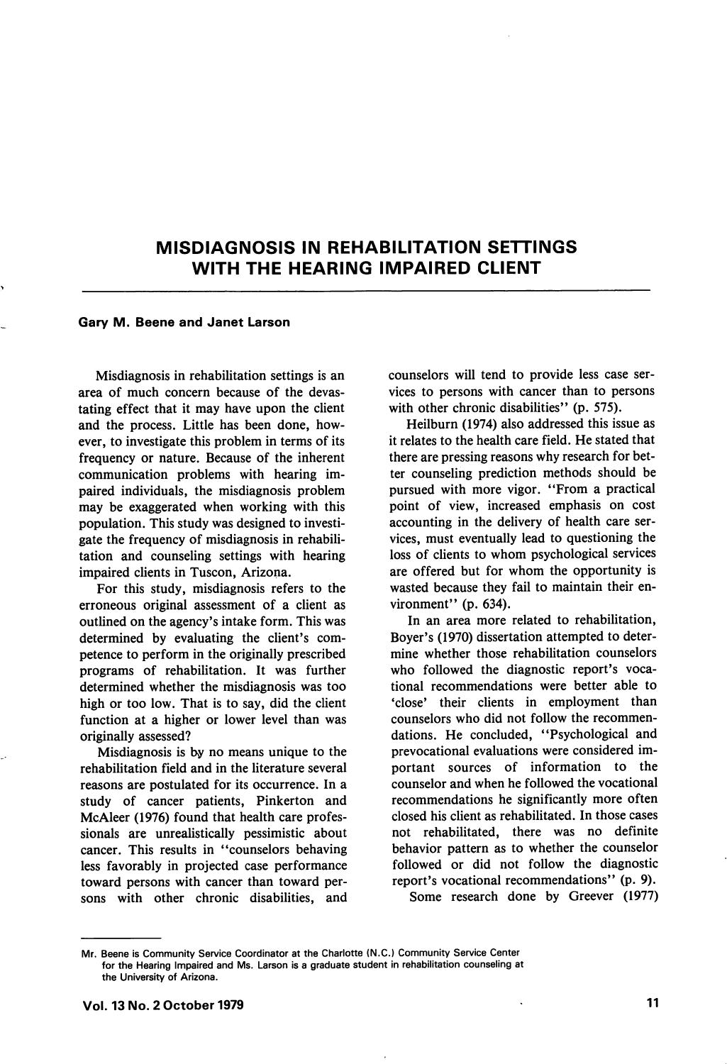# MISDIAGNOSIS IN REHABILITATION SETTINGS WITH THE HEARING IMPAIRED CLIENT

**Gary M. Beene and Janet Larson**

Misdiagnosis in rehabilitation settings is an area of much concern because of the devastating effect that it may have upon the client and the process. Little has been done, however, to investigate this problem in terms of its frequency or nature. Because of the inherent communication problems with hearing impaired individuals, the misdiagnosis problem may be exaggerated when working with this population. This study was designed to investigate the frequency of misdiagnosis in rehabilitation and counseling settings with hearing impaired clients in Tuscon, Arizona.

For this study, misdiagnosis refers to the erroneous original assessment of a client as outlined on the agency's intake form. This was determined by evaluating the client's competence to perform in the originally prescribed programs of rehabilitation. It was further determined whether the misdiagnosis was too high or too low. That is to say, did the client function at a higher or lower level than was originally assessed?

Misdiagnosis is by no means unique to the rehabilitation field and in the literature several reasons are postulated for its occurrence. In a study of cancer patients, Pinkerton and McAleer (1976) found that health care professionals are unrealistically pessimistic about cancer. This results in "counselors behaving less favorably in projected case performance toward persons with cancer than toward persons with other chronic disabilities, and counselors will tend to provide less case services to persons with cancer than to persons with other chronic disabilities" (p. 575).

Heilburn (1974) also addressed this issue as it relates to the health care field. He stated that there are pressing reasons why research for better counseling prediction methods should be pursued with more vigor. "From a practical point of view, increased emphasis on cost accounting in the delivery of health care services, must eventually lead to questioning the loss of clients to whom psychological services are offered but for whom the opportunity is wasted because they fail to maintain their environment" (p. 634).

In an area more related to rehabilitation, Boyer's (1970) dissertation attempted to determine whether those rehabilitation counselors who followed the diagnostic report's vocational recommendations were better able to 'close' their clients in employment than counselors who did not follow the recommendations. He concluded, "Psychological and prevocational evaluations were considered important sources of information to the counselor and when he followed the vocational recommendations he significantly more often closed his client as rehabilitated. In those cases not rehabilitated, there was no definite behavior pattern as to whether the counselor followed or did not follow the diagnostic report's vocational recommendations" (p. 9).

Some research done by Greever (1977)

---

Mr. Beene is Community Service Coordinator at the Charlotte (N.C.) Community Service Center for the Hearing Impaired and Ms. Larson is a graduate student in rehabilitation counseling at the University of Arizona.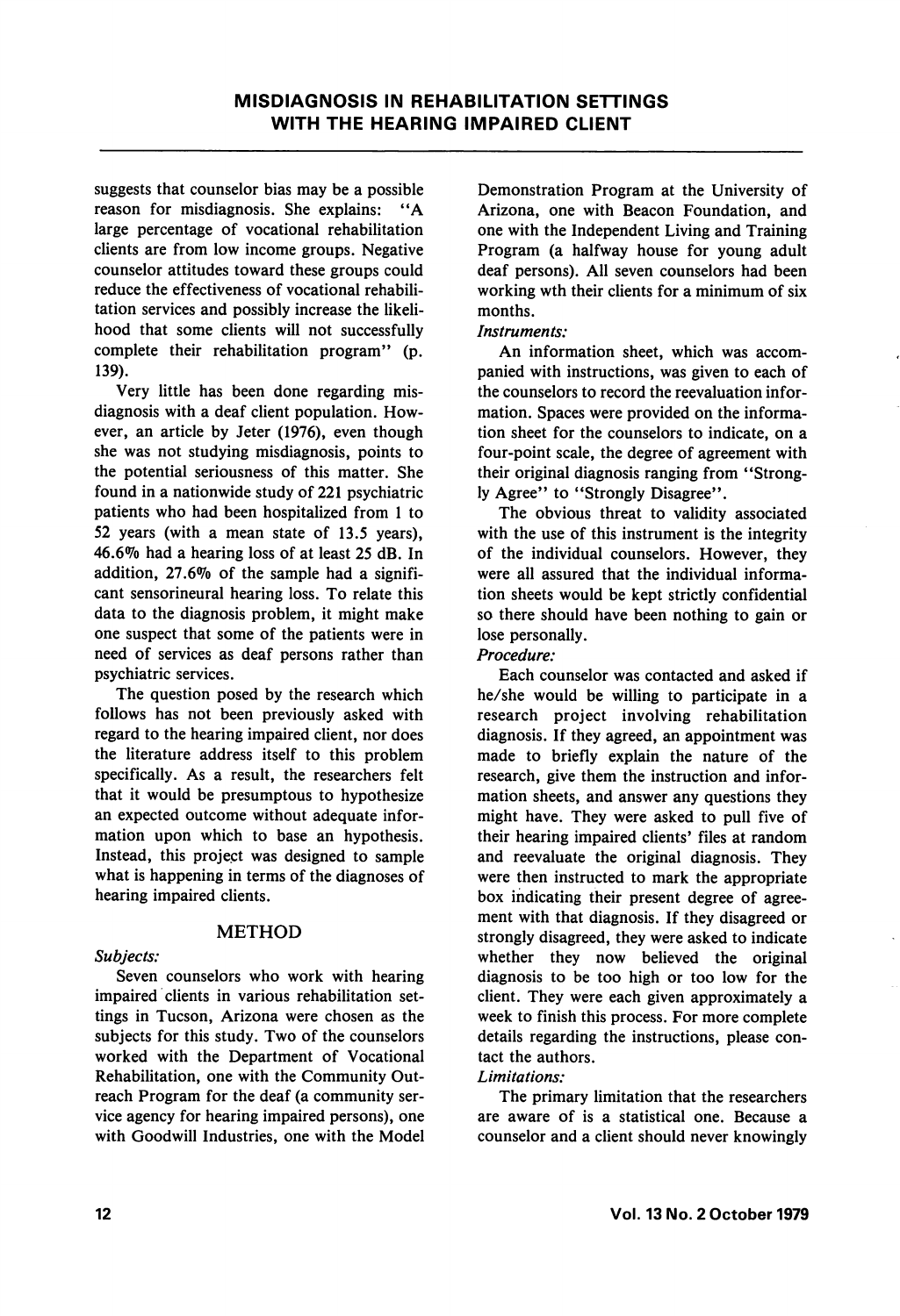suggests that counselor bias may be a possible reason for misdiagnosis. She explains: "A large percentage of vocational rehabilitation clients are from low income groups. Negative counselor attitudes toward these groups could reduce the effectiveness of vocational rehabilitation services and possibly increase the likelihood that some clients will not successfully complete their rehabilitation program" (p. 139).

Very little has been done regarding misdiagnosis with a deaf client population. However, an article by Jeter (1976), even though she was not studying misdiagnosis, points to the potential seriousness of this matter. She found in a nationwide study of 221 psychiatric patients who had been hospitalized from 1 to 52 years (with a mean state of 13.5 years), 46.6% had a hearing loss of at least 25 dB. In addition, 27.6% of the sample had a significant sensorineural hearing loss. To relate this data to the diagnosis problem, it might make one suspect that some of the patients were in need of services as deaf persons rather than psychiatric services.

The question posed by the research which follows has not been previously asked with regard to the hearing impaired client, nor does the literature address itself to this problem specifically. As a result, the researchers felt that it would be presumptous to hypothesize an expected outcome without adequate information upon which to base an hypothesis. Instead, this project was designed to sample what is happening in terms of the diagnoses of hearing impaired clients.

## METHOD

*Subjects:*

Seven counselors who work with hearing impaired clients in various rehabilitation settings in Tucson, Arizona were chosen as the subjects for this study. Two of the counselors worked with the Department of Vocational Rehabilitation, one with the Community Outreach Program for the deaf (a community service agency for hearing impaired persons), one with Goodwill Industries, one with the Model Demonstration Program at the University of Arizona, one with Beacon Foundation, and one with the Independent Living and Training Program (a halfway house for young adult deaf persons). All seven counselors had been working wth their clients for a minimum of six months.

*Instruments:*

An information sheet, which was accompanied with instructions, was given to each of the counselors to record the reevaluation information. Spaces were provided on the information sheet for the counselors to indicate, on a four-point scale, the degree of agreement with their original diagnosis ranging from "Strongly Agree" to "Strongly Disagree".

The obvious threat to validity associated with the use of this instrument is the integrity of the individual counselors. However, they were all assured that the individual information sheets would be kept strictly confidential so there should have been nothing to gain or lose personally.

*Procedure:*

Each counselor was contacted and asked if he/she would be willing to participate in a research project involving rehabilitation diagnosis. If they agreed, an appointment was made to briefly explain the nature of the research, give them the instruction and information sheets, and answer any questions they might have. They were asked to pull five of their hearing impaired clients' files at random and reevaluate the original diagnosis. They were then instructed to mark the appropriate box indicating their present degree of agreement with that diagnosis. If they disagreed or strongly disagreed, they were asked to indicate whether they now believed the original diagnosis to be too high or too low for the client. They were each given approximately a week to finish this process. For more complete details regarding the instructions, please contact the authors.

*Limitations:*

The primary limitation that the researchers are aware of is a statistical one. Because a counselor and a client should never knowingly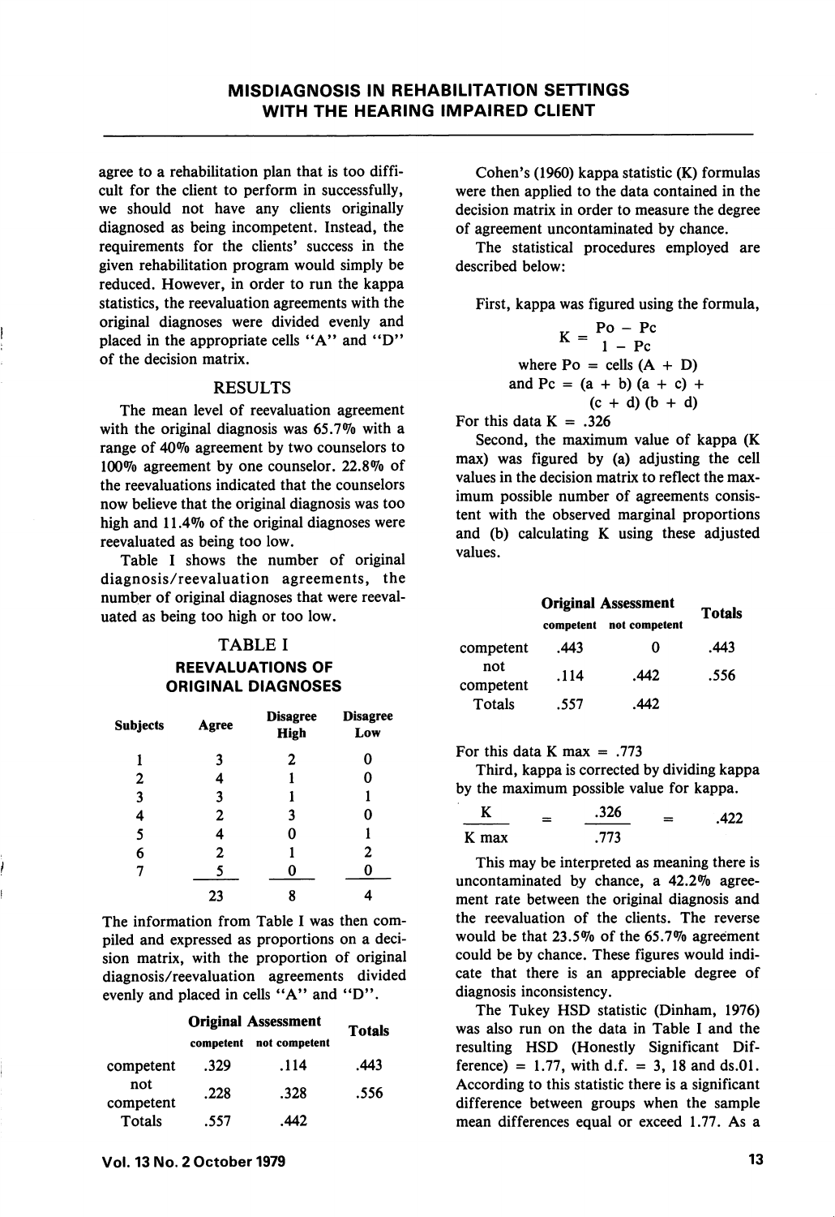agree to a rehabilitation plan that is too difficult for the client to perform in successfully, we should not have any clients originally diagnosed as being incompetent. Instead, the requirements for the clients' success in the given rehabilitation program would simply be reduced. However, in order to run the kappa statistics, the reevaluation agreements with the original diagnoses were divided evenly and placed in the appropriate cells "A" and "D" of the decision matrix.

## RESULTS

The mean level of reevaluation agreement with the original diagnosis was 65.7% with a range of 40% agreement by two counselors to 100% agreement by one counselor. 22.8% of the reevaluations indicated that the counselors now believe that the original diagnosis was too high and 11.4% of the original diagnoses were reevaluated as being too low.

Table I shows the number of original diagnosis/reevaluation agreements, the number of original diagnoses that were reevaluated as being too high or too low.

### TABLE I
### REEVALUATIONS OF ORIGINAL DIAGNOSES

| Subjects | Agree | Disagree High | Disagree Low |
|---|---|---|---|
| 1 | 3 | 2 | 0 |
| 2 | 4 | 1 | 0 |
| 3 | 3 | 1 | 1 |
| 4 | 2 | 3 | 0 |
| 5 | 4 | 0 | 1 |
| 6 | 2 | 1 | 2 |
| 7 | 5 | 0 | 0 |
| | 23 | 8 | 4 |

The information from Table I was then compiled and expressed as proportions on a decision matrix, with the proportion of original diagnosis/reevaluation agreements divided evenly and placed in cells "A" and "D".

| | Original Assessment | | Totals |
|---|---|---|---|
| | competent | not competent | |
| competent | .329 | .114 | .443 |
| not competent | .228 | .328 | .556 |
| Totals | .557 | .442 | |

Cohen's (1960) kappa statistic (K) formulas were then applied to the data contained in the decision matrix in order to measure the degree of agreement uncontaminated by chance.

The statistical procedures employed are described below:

First, kappa was figured using the formula,

$$K = \frac{Po - Pc}{1 - Pc}$$

$$\text{where } Po = \text{cells } (A + D)$$

$$\text{and } Pc = (a + b)(a + c) + (c + d)(b + d)$$

For this data K = .326

Second, the maximum value of kappa (K max) was figured by (a) adjusting the cell values in the decision matrix to reflect the maximum possible number of agreements consistent with the observed marginal proportions and (b) calculating K using these adjusted values.

| | Original Assessment | | Totals |
|---|---|---|---|
| | competent | not competent | |
| competent | .443 | 0 | .443 |
| not competent | .114 | .442 | .556 |
| Totals | .557 | .442 | |

For this data K max = .773

Third, kappa is corrected by dividing kappa by the maximum possible value for kappa.

$$\frac{K}{K \text{ max}} = \frac{.326}{.773} = .422$$

This may be interpreted as meaning there is uncontaminated by chance, a 42.2% agreement rate between the original diagnosis and the reevaluation of the clients. The reverse would be that 23.5% of the 65.7% agreement could be by chance. These figures would indicate that there is an appreciable degree of diagnosis inconsistency.

The Tukey HSD statistic (Dinham, 1976) was also run on the data in Table I and the resulting HSD (Honestly Significant Difference) = 1.77, with d.f. = 3, 18 and ds.01. According to this statistic there is a significant difference between groups when the sample mean differences equal or exceed 1.77. As a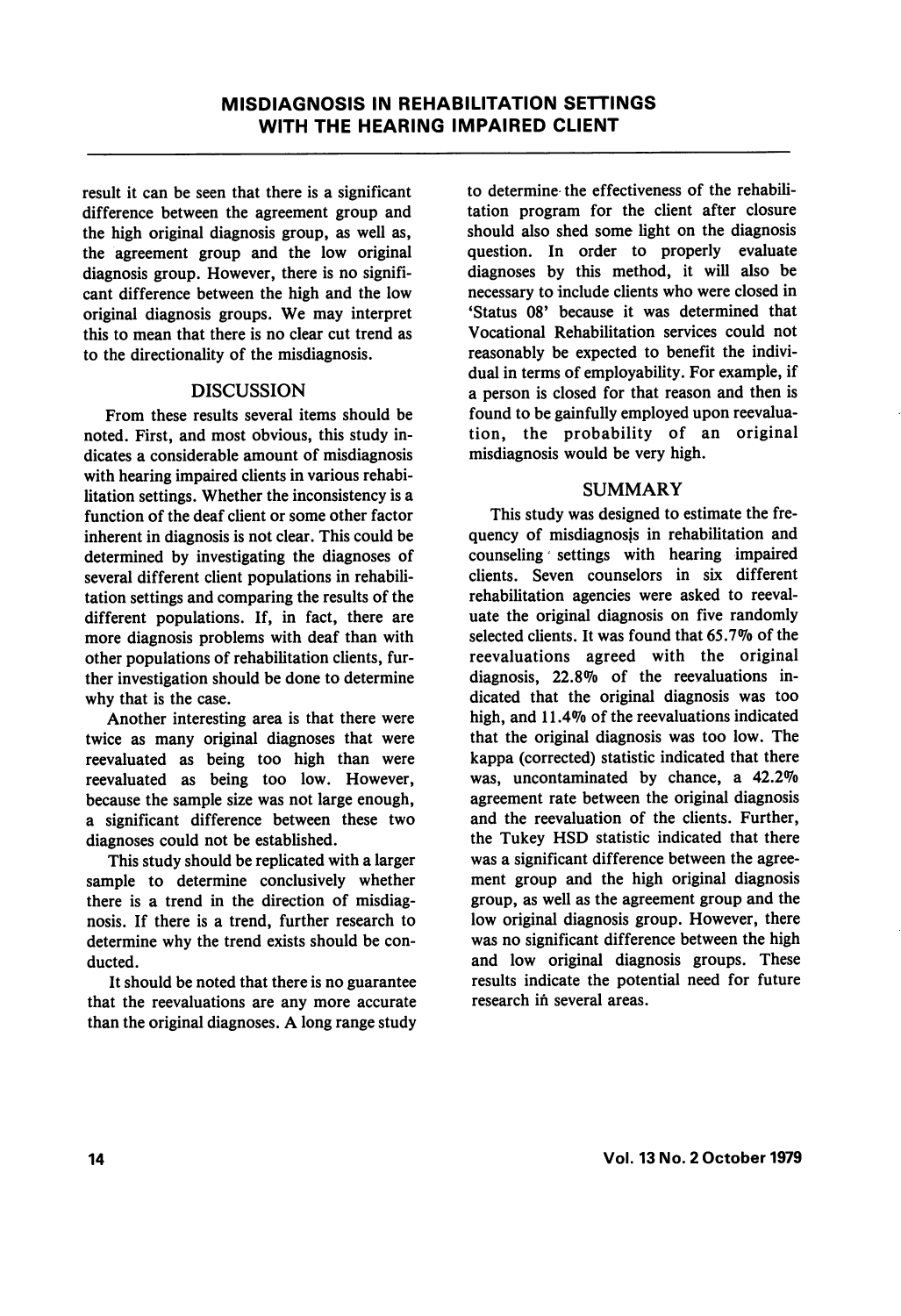result it can be seen that there is a significant difference between the agreement group and the high original diagnosis group, as well as, the agreement group and the low original diagnosis group. However, there is no significant difference between the high and the low original diagnosis groups. We may interpret this to mean that there is no clear cut trend as to the directionality of the misdiagnosis.

## DISCUSSION

From these results several items should be noted. First, and most obvious, this study indicates a considerable amount of misdiagnosis with hearing impaired clients in various rehabilitation settings. Whether the inconsistency is a function of the deaf client or some other factor inherent in diagnosis is not clear. This could be determined by investigating the diagnoses of several different client populations in rehabilitation settings and comparing the results of the different populations. If, in fact, there are more diagnosis problems with deaf than with other populations of rehabilitation clients, further investigation should be done to determine why that is the case.

Another interesting area is that there were twice as many original diagnoses that were reevaluated as being too high than were reevaluated as being too low. However, because the sample size was not large enough, a significant difference between these two diagnoses could not be established.

This study should be replicated with a larger sample to determine conclusively whether there is a trend in the direction of misdiagnosis. If there is a trend, further research to determine why the trend exists should be conducted.

It should be noted that there is no guarantee that the reevaluations are any more accurate than the original diagnoses. A long range study to determine the effectiveness of the rehabilitation program for the client after closure should also shed some light on the diagnosis question. In order to properly evaluate diagnoses by this method, it will also be necessary to include clients who were closed in 'Status 08' because it was determined that Vocational Rehabilitation services could not reasonably be expected to benefit the individual in terms of employability. For example, if a person is closed for that reason and then is found to be gainfully employed upon reevaluation, the probability of an original misdiagnosis would be very high.

## SUMMARY

This study was designed to estimate the frequency of misdiagnosis in rehabilitation and counseling settings with hearing impaired clients. Seven counselors in six different rehabilitation agencies were asked to reevaluate the original diagnosis on five randomly selected clients. It was found that 65.7% of the reevaluations agreed with the original diagnosis, 22.8% of the reevaluations indicated that the original diagnosis was too high, and 11.4% of the reevaluations indicated that the original diagnosis was too low. The kappa (corrected) statistic indicated that there was, uncontaminated by chance, a 42.2% agreement rate between the original diagnosis and the reevaluation of the clients. Further, the Tukey HSD statistic indicated that there was a significant difference between the agreement group and the high original diagnosis group, as well as the agreement group and the low original diagnosis group. However, there was no significant difference between the high and low original diagnosis groups. These results indicate the potential need for future research in several areas.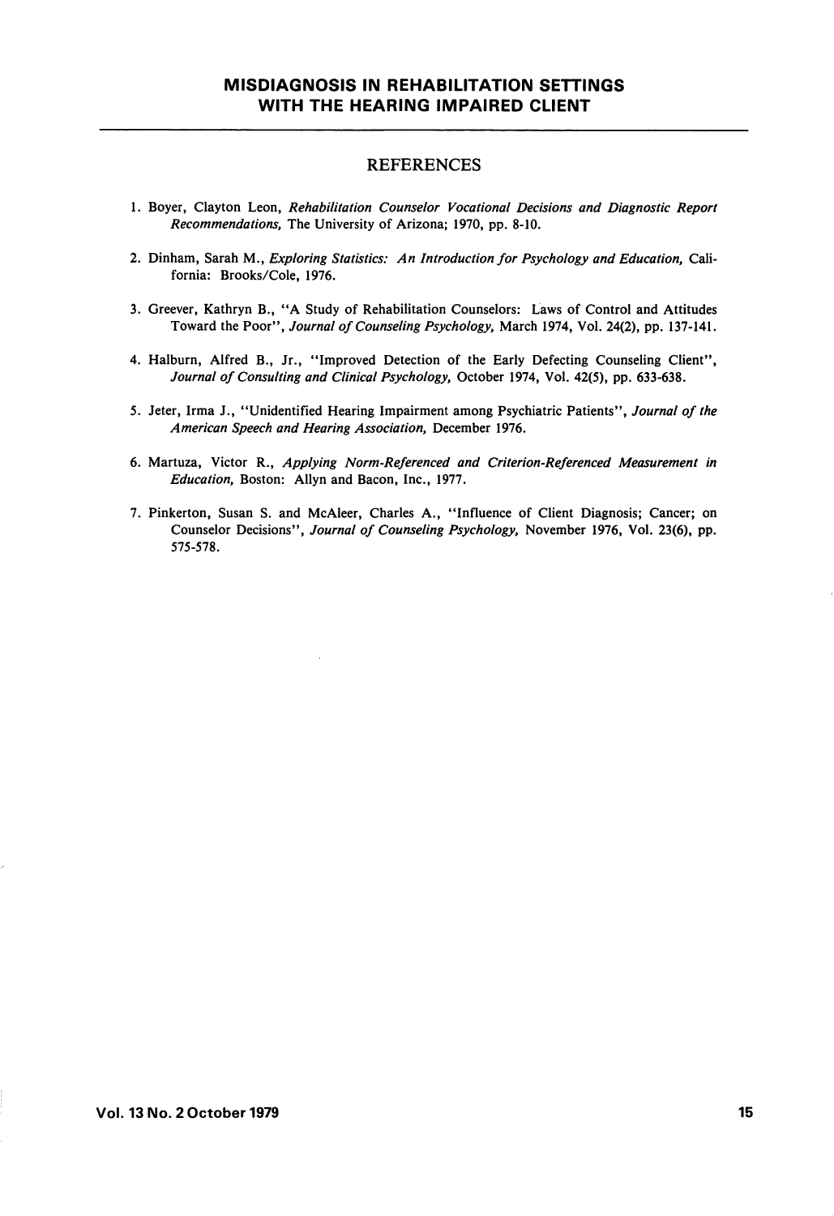## REFERENCES

1. Boyer, Clayton Leon, *Rehabilitation Counselor Vocational Decisions and Diagnostic Report Recommendations,* The University of Arizona; 1970, pp. 8-10.

2. Dinham, Sarah M., *Exploring Statistics: An Introduction for Psychology and Education,* California: Brooks/Cole, 1976.

3. Greever, Kathryn B., "A Study of Rehabilitation Counselors: Laws of Control and Attitudes Toward the Poor", *Journal of Counseling Psychology,* March 1974, Vol. 24(2), pp. 137-141.

4. Halburn, Alfred B., Jr., "Improved Detection of the Early Defecting Counseling Client", *Journal of Consulting and Clinical Psychology,* October 1974, Vol. 42(5), pp. 633-638.

5. Jeter, Irma J., "Unidentified Hearing Impairment among Psychiatric Patients", *Journal of the American Speech and Hearing Association,* December 1976.

6. Martuza, Victor R., *Applying Norm-Referenced and Criterion-Referenced Measurement in Education,* Boston: Allyn and Bacon, Inc., 1977.

7. Pinkerton, Susan S. and McAleer, Charles A., "Influence of Client Diagnosis; Cancer; on Counselor Decisions", *Journal of Counseling Psychology,* November 1976, Vol. 23(6), pp. 575-578.